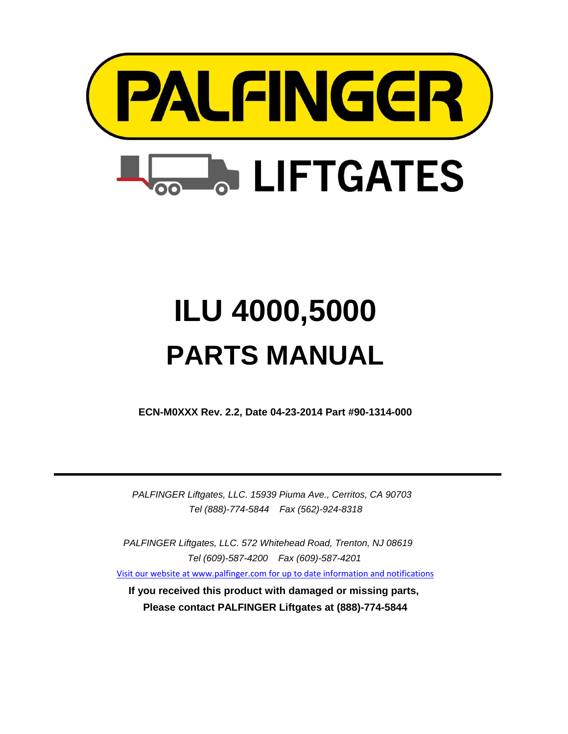# PALFINGER

## LIFTGATES

# ILU 4000,5000

# PARTS MANUAL

**ECN-M0XXX Rev. 2.2, Date 04-23-2014 Part #90-1314-000**

---

*PALFINGER Liftgates, LLC. 15939 Piuma Ave., Cerritos, CA 90703*
*Tel (888)-774-5844 Fax (562)-924-8318*

*PALFINGER Liftgates, LLC. 572 Whitehead Road, Trenton, NJ 08619*
*Tel (609)-587-4200 Fax (609)-587-4201*

Visit our website at www.palfinger.com for up to date information and notifications

**If you received this product with damaged or missing parts,**
**Please contact PALFINGER Liftgates at (888)-774-5844**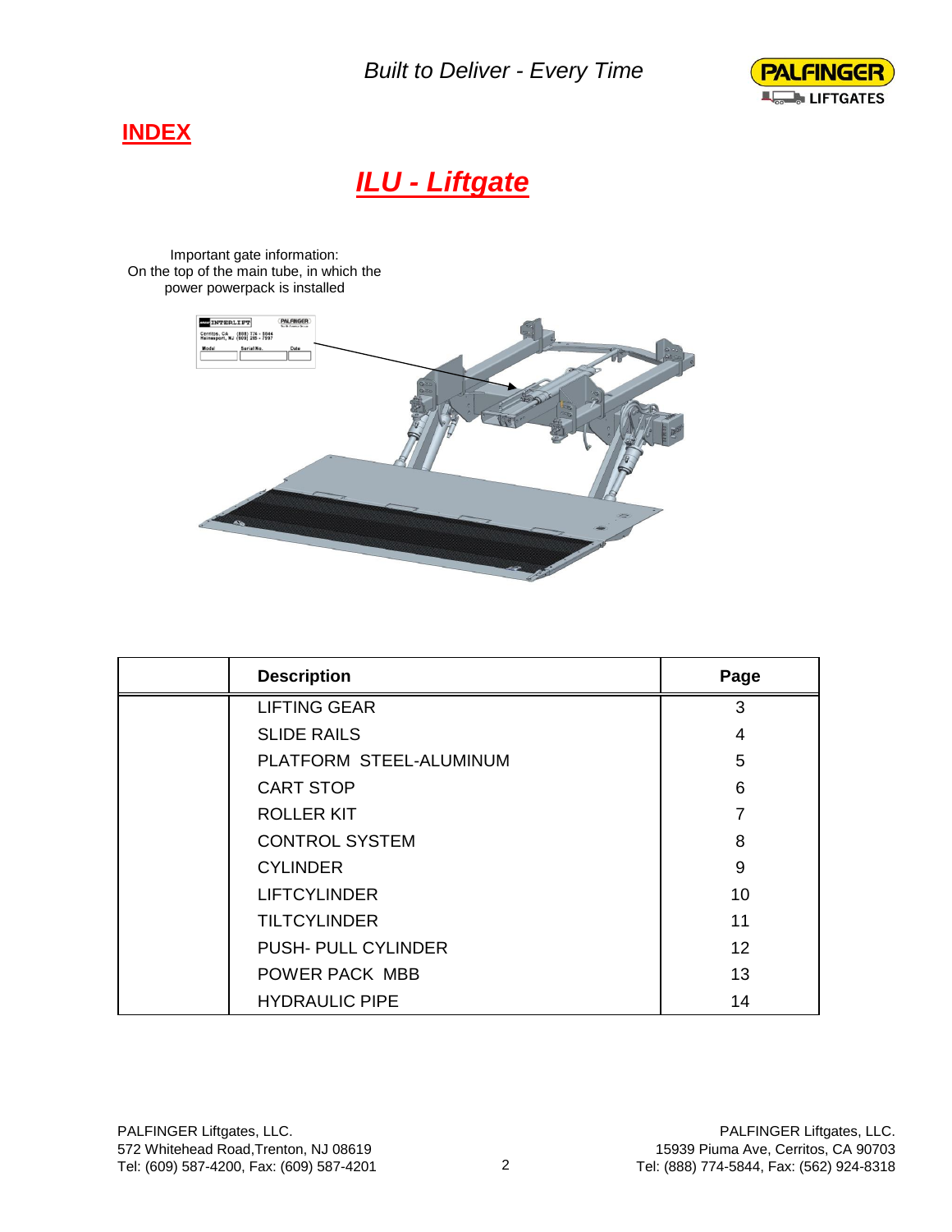## INDEX

# *ILU - Liftgate*

Important gate information:
On the top of the main tube, in which the power powerpack is installed

| | Description | Page |
|---|---|---|
| | LIFTING GEAR | 3 |
| | SLIDE RAILS | 4 |
| | PLATFORM STEEL-ALUMINUM | 5 |
| | CART STOP | 6 |
| | ROLLER KIT | 7 |
| | CONTROL SYSTEM | 8 |
| | CYLINDER | 9 |
| | LIFTCYLINDER | 10 |
| | TILTCYLINDER | 11 |
| | PUSH- PULL CYLINDER | 12 |
| | POWER PACK MBB | 13 |
| | HYDRAULIC PIPE | 14 |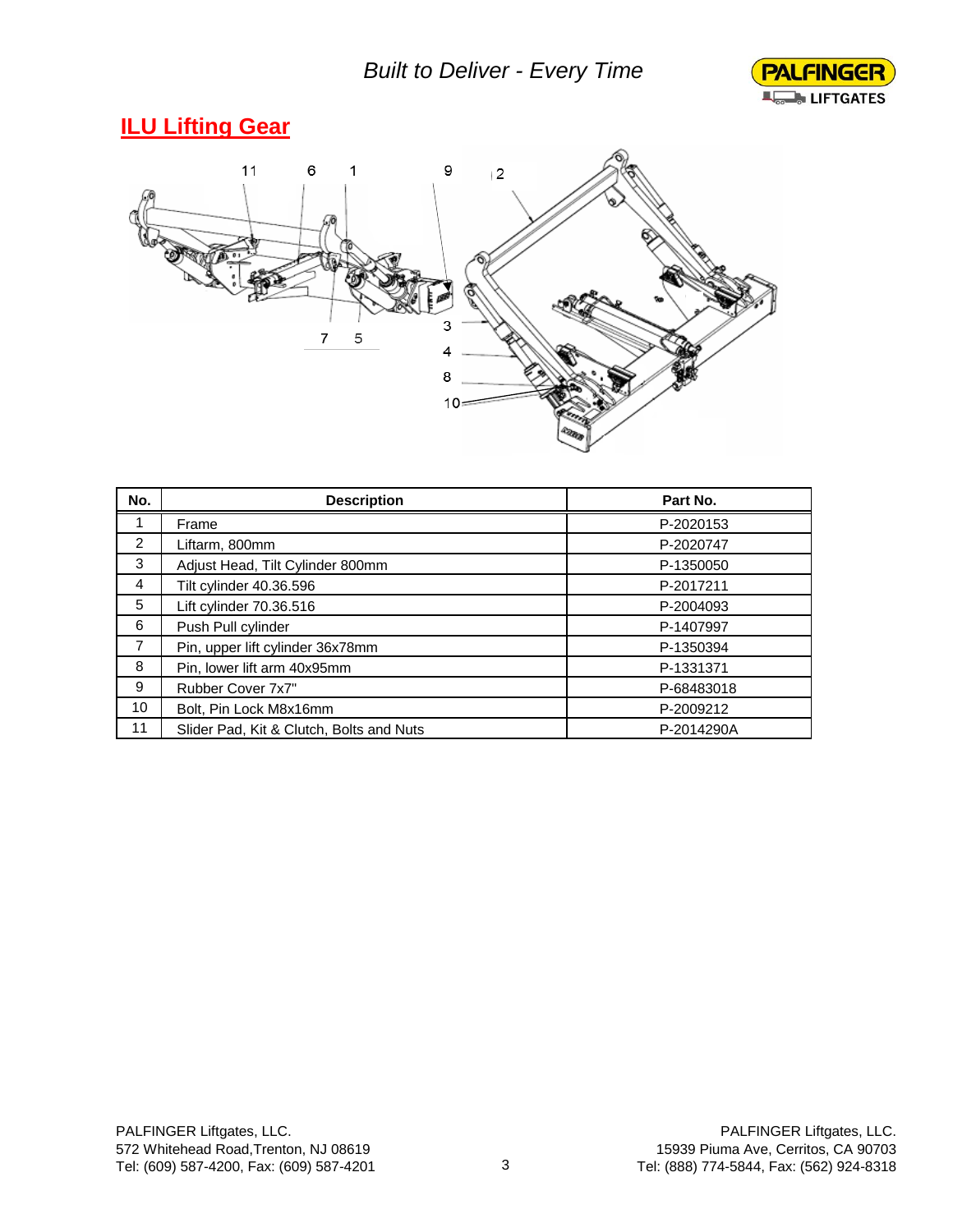## ILU Lifting Gear

| No. | Description | Part No. |
|---|---|---|
| 1 | Frame | P-2020153 |
| 2 | Liftarm, 800mm | P-2020747 |
| 3 | Adjust Head, Tilt Cylinder 800mm | P-1350050 |
| 4 | Tilt cylinder 40.36.596 | P-2017211 |
| 5 | Lift cylinder 70.36.516 | P-2004093 |
| 6 | Push Pull cylinder | P-1407997 |
| 7 | Pin, upper lift cylinder 36x78mm | P-1350394 |
| 8 | Pin, lower lift arm 40x95mm | P-1331371 |
| 9 | Rubber Cover 7x7" | P-68483018 |
| 10 | Bolt, Pin Lock M8x16mm | P-2009212 |
| 11 | Slider Pad, Kit & Clutch, Bolts and Nuts | P-2014290A |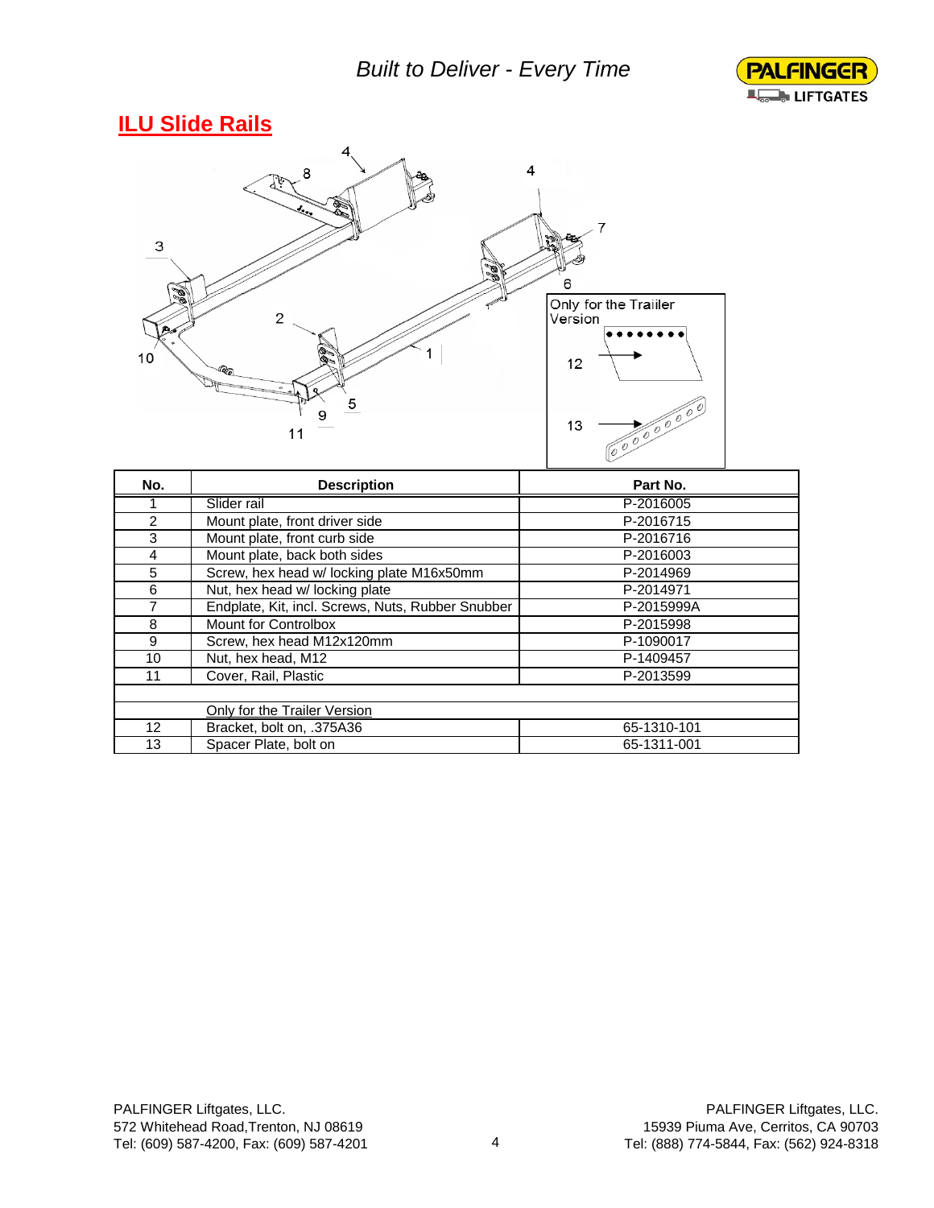## ILU Slide Rails

Only for the Traiiler Version

| No. | Description | Part No. |
|---|---|---|
| 1 | Slider rail | P-2016005 |
| 2 | Mount plate, front driver side | P-2016715 |
| 3 | Mount plate, front curb side | P-2016716 |
| 4 | Mount plate, back both sides | P-2016003 |
| 5 | Screw, hex head w/ locking plate M16x50mm | P-2014969 |
| 6 | Nut, hex head w/ locking plate | P-2014971 |
| 7 | Endplate, Kit, incl. Screws, Nuts, Rubber Snubber | P-2015999A |
| 8 | Mount for Controlbox | P-2015998 |
| 9 | Screw, hex head M12x120mm | P-1090017 |
| 10 | Nut, hex head, M12 | P-1409457 |
| 11 | Cover, Rail, Plastic | P-2013599 |
| | | |
| | Only for the Trailer Version | |
| 12 | Bracket, bolt on, .375A36 | 65-1310-101 |
| 13 | Spacer Plate, bolt on | 65-1311-001 |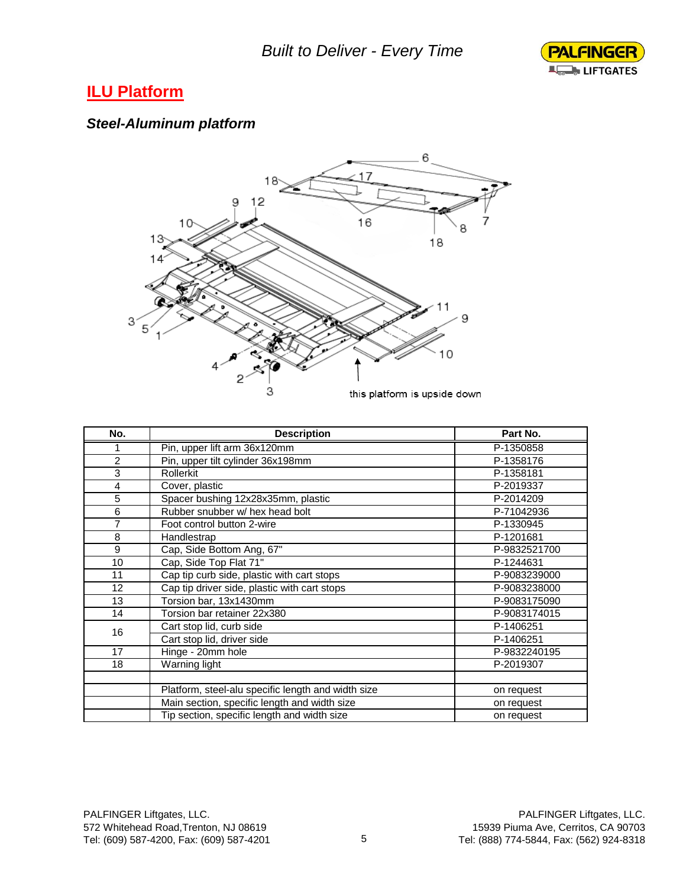## ILU Platform

### *Steel-Aluminum platform*

this platform is upside down

| No. | Description | Part No. |
|---|---|---|
| 1 | Pin, upper lift arm 36x120mm | P-1350858 |
| 2 | Pin, upper tilt cylinder 36x198mm | P-1358176 |
| 3 | Rollerkit | P-1358181 |
| 4 | Cover, plastic | P-2019337 |
| 5 | Spacer bushing 12x28x35mm, plastic | P-2014209 |
| 6 | Rubber snubber w/ hex head bolt | P-71042936 |
| 7 | Foot control button 2-wire | P-1330945 |
| 8 | Handlestrap | P-1201681 |
| 9 | Cap, Side Bottom Ang, 67" | P-9832521700 |
| 10 | Cap, Side Top Flat 71" | P-1244631 |
| 11 | Cap tip curb side, plastic with cart stops | P-9083239000 |
| 12 | Cap tip driver side, plastic with cart stops | P-9083238000 |
| 13 | Torsion bar, 13x1430mm | P-9083175090 |
| 14 | Torsion bar retainer 22x380 | P-9083174015 |
| 16 | Cart stop lid, curb side | P-1406251 |
| | Cart stop lid, driver side | P-1406251 |
| 17 | Hinge - 20mm hole | P-9832240195 |
| 18 | Warning light | P-2019307 |
| | | |
| | Platform, steel-alu specific length and width size | on request |
| | Main section, specific length and width size | on request |
| | Tip section, specific length and width size | on request |

PALFINGER Liftgates, LLC.
572 Whitehead Road,Trenton, NJ 08619
Tel: (609) 587-4200, Fax: (609) 587-4201

PALFINGER Liftgates, LLC.
15939 Piuma Ave, Cerritos, CA 90703
Tel: (888) 774-5844, Fax: (562) 924-8318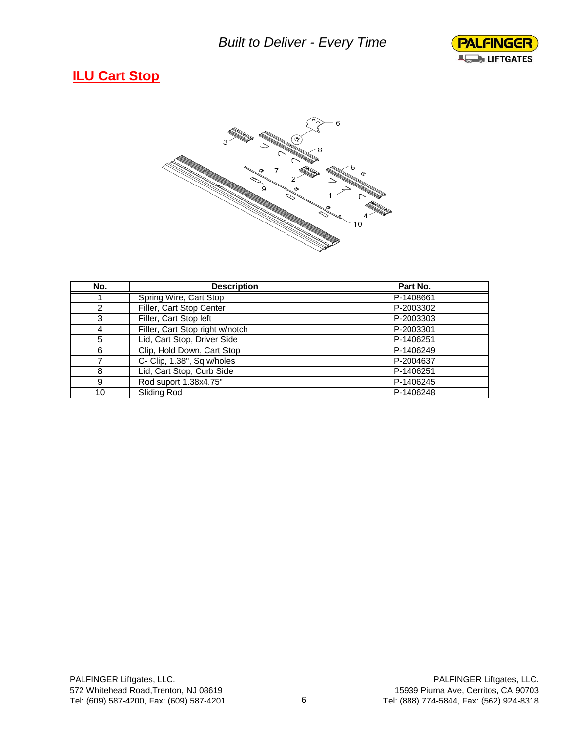# ILU Cart Stop

| No. | Description | Part No. |
|---|---|---|
| 1 | Spring Wire, Cart Stop | P-1408661 |
| 2 | Filler, Cart Stop Center | P-2003302 |
| 3 | Filler, Cart Stop left | P-2003303 |
| 4 | Filler, Cart Stop right w/notch | P-2003301 |
| 5 | Lid, Cart Stop, Driver Side | P-1406251 |
| 6 | Clip, Hold Down, Cart Stop | P-1406249 |
| 7 | C- Clip, 1.38", Sq w/holes | P-2004637 |
| 8 | Lid, Cart Stop, Curb Side | P-1406251 |
| 9 | Rod suport 1.38x4.75" | P-1406245 |
| 10 | Sliding Rod | P-1406248 |

PALFINGER Liftgates, LLC.
572 Whitehead Road,Trenton, NJ 08619
Tel: (609) 587-4200, Fax: (609) 587-4201

PALFINGER Liftgates, LLC.
15939 Piuma Ave, Cerritos, CA 90703
Tel: (888) 774-5844, Fax: (562) 924-8318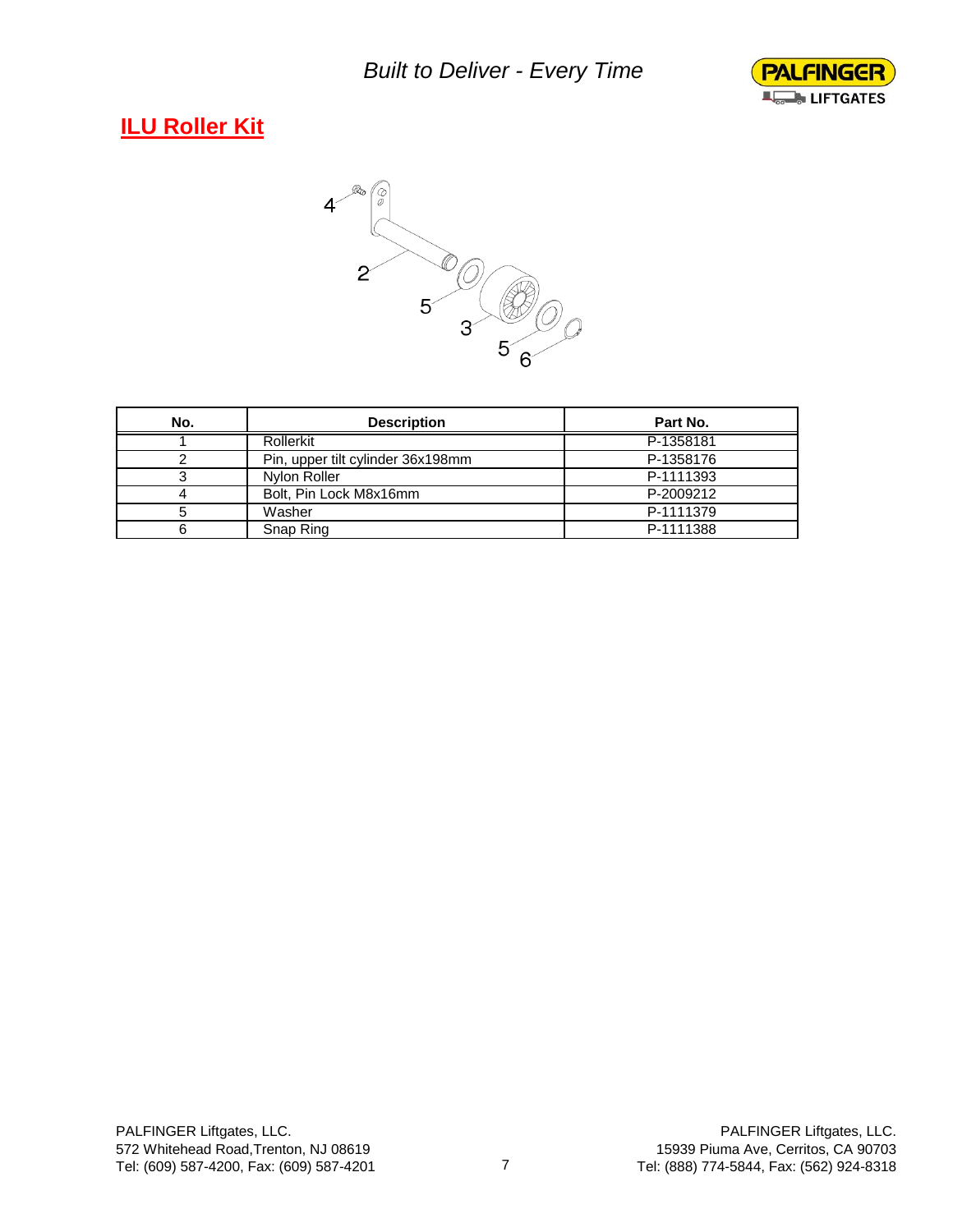## ILU Roller Kit

| No. | Description | Part No. |
|---|---|---|
| 1 | Rollerkit | P-1358181 |
| 2 | Pin, upper tilt cylinder 36x198mm | P-1358176 |
| 3 | Nylon Roller | P-1111393 |
| 4 | Bolt, Pin Lock M8x16mm | P-2009212 |
| 5 | Washer | P-1111379 |
| 6 | Snap Ring | P-1111388 |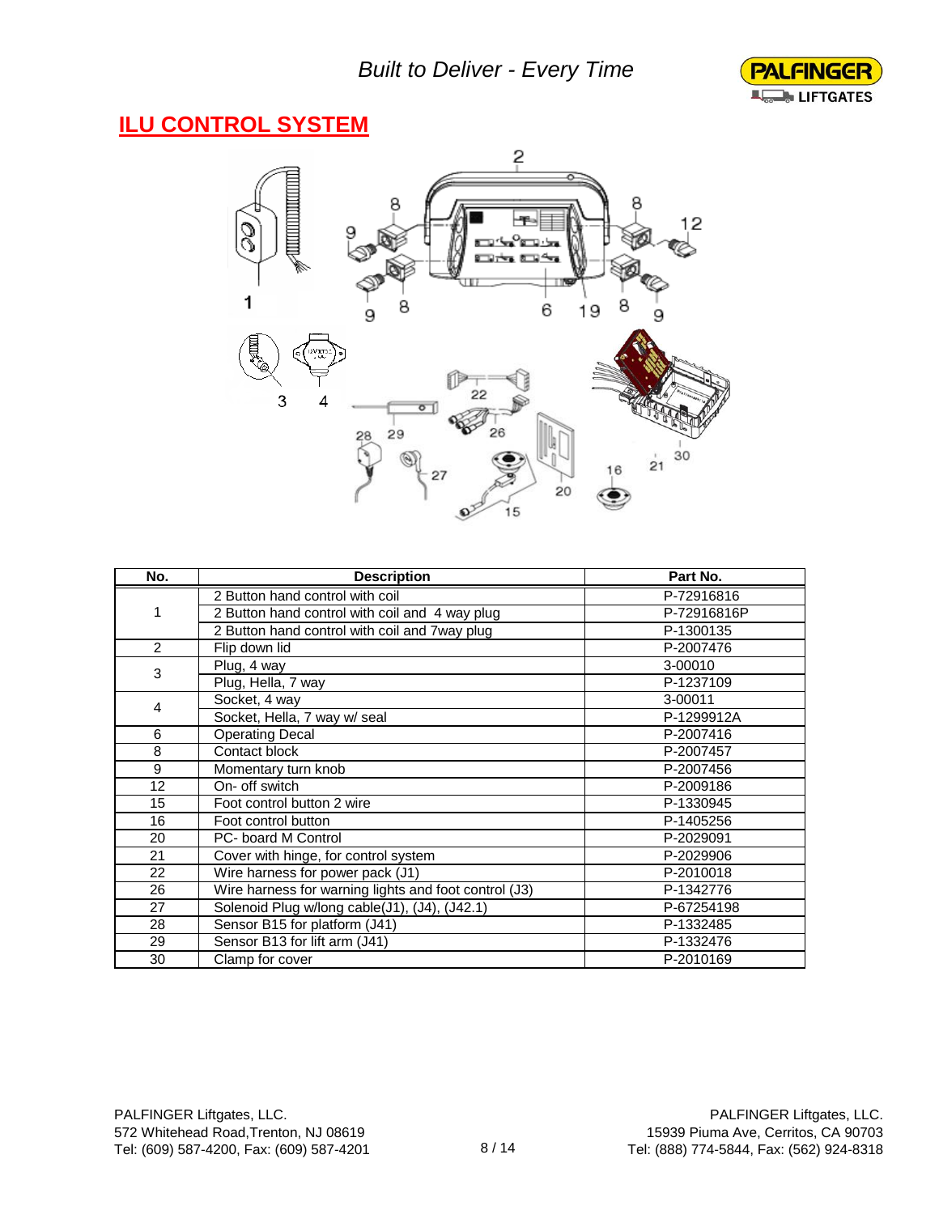## ILU CONTROL SYSTEM

| No. | Description | Part No. |
|---|---|---|
| 1 | 2 Button hand control with coil | P-72916816 |
| | 2 Button hand control with coil and 4 way plug | P-72916816P |
| | 2 Button hand control with coil and 7way plug | P-1300135 |
| 2 | Flip down lid | P-2007476 |
| 3 | Plug, 4 way | 3-00010 |
| | Plug, Hella, 7 way | P-1237109 |
| 4 | Socket, 4 way | 3-00011 |
| | Socket, Hella, 7 way w/ seal | P-1299912A |
| 6 | Operating Decal | P-2007416 |
| 8 | Contact block | P-2007457 |
| 9 | Momentary turn knob | P-2007456 |
| 12 | On- off switch | P-2009186 |
| 15 | Foot control button 2 wire | P-1330945 |
| 16 | Foot control button | P-1405256 |
| 20 | PC- board M Control | P-2029091 |
| 21 | Cover with hinge, for control system | P-2029906 |
| 22 | Wire harness for power pack (J1) | P-2010018 |
| 26 | Wire harness for warning lights and foot control (J3) | P-1342776 |
| 27 | Solenoid Plug w/long cable(J1), (J4), (J42.1) | P-67254198 |
| 28 | Sensor B15 for platform (J41) | P-1332485 |
| 29 | Sensor B13 for lift arm (J41) | P-1332476 |
| 30 | Clamp for cover | P-2010169 |

PALFINGER Liftgates, LLC.
572 Whitehead Road,Trenton, NJ 08619
Tel: (609) 587-4200, Fax: (609) 587-4201

PALFINGER Liftgates, LLC.
15939 Piuma Ave, Cerritos, CA 90703
Tel: (888) 774-5844, Fax: (562) 924-8318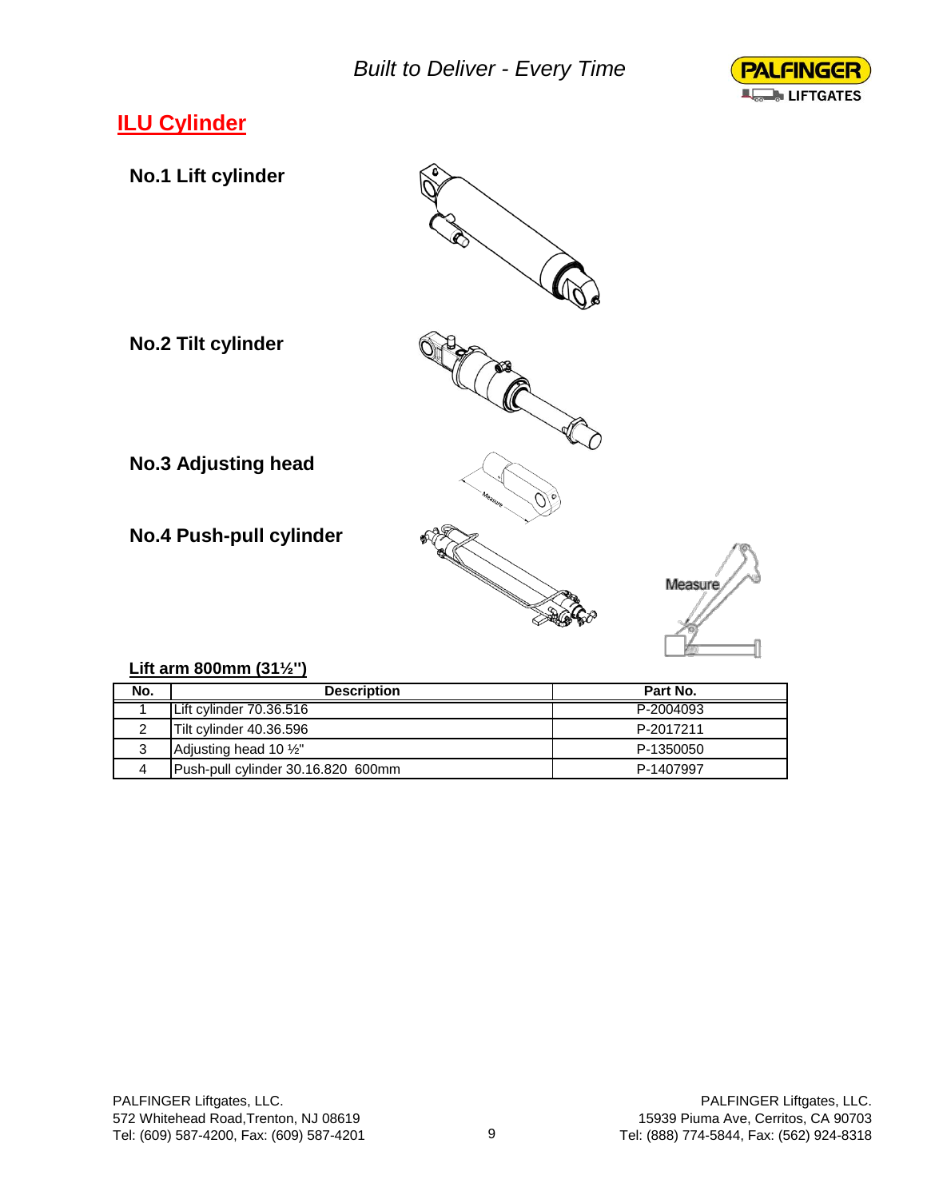## ILU Cylinder

**No.1 Lift cylinder**

**No.2 Tilt cylinder**

**No.3 Adjusting head**

**No.4 Push-pull cylinder**

**Lift arm 800mm (31½")**

| No. | Description | Part No. |
| --- | --- | --- |
| 1 | Lift cylinder 70.36.516 | P-2004093 |
| 2 | Tilt cylinder 40.36.596 | P-2017211 |
| 3 | Adjusting head 10 ½" | P-1350050 |
| 4 | Push-pull cylinder 30.16.820 600mm | P-1407997 |

PALFINGER Liftgates, LLC.
572 Whitehead Road,Trenton, NJ 08619
Tel: (609) 587-4200, Fax: (609) 587-4201

PALFINGER Liftgates, LLC.
15939 Piuma Ave, Cerritos, CA 90703
Tel: (888) 774-5844, Fax: (562) 924-8318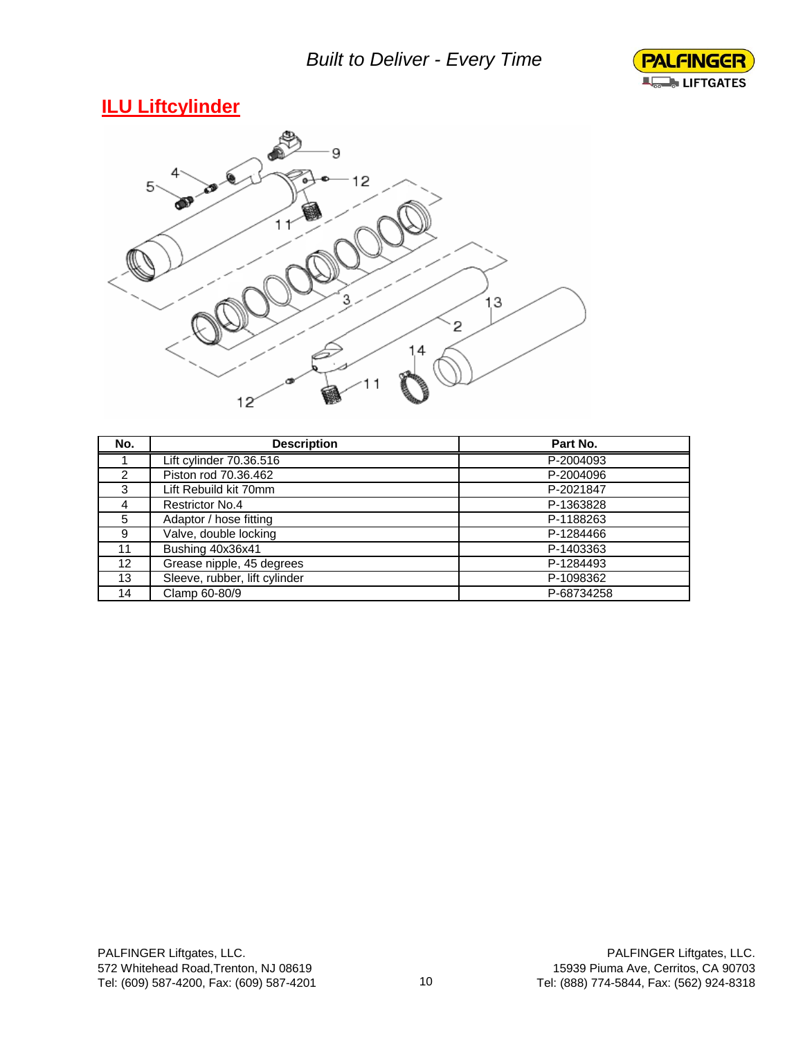# ILU Liftcylinder

| No. | Description | Part No. |
|---|---|---|
| 1 | Lift cylinder 70.36.516 | P-2004093 |
| 2 | Piston rod 70.36.462 | P-2004096 |
| 3 | Lift Rebuild kit 70mm | P-2021847 |
| 4 | Restrictor No.4 | P-1363828 |
| 5 | Adaptor / hose fitting | P-1188263 |
| 9 | Valve, double locking | P-1284466 |
| 11 | Bushing 40x36x41 | P-1403363 |
| 12 | Grease nipple, 45 degrees | P-1284493 |
| 13 | Sleeve, rubber, lift cylinder | P-1098362 |
| 14 | Clamp 60-80/9 | P-68734258 |

PALFINGER Liftgates, LLC.
572 Whitehead Road,Trenton, NJ 08619
Tel: (609) 587-4200, Fax: (609) 587-4201

PALFINGER Liftgates, LLC.
15939 Piuma Ave, Cerritos, CA 90703
Tel: (888) 774-5844, Fax: (562) 924-8318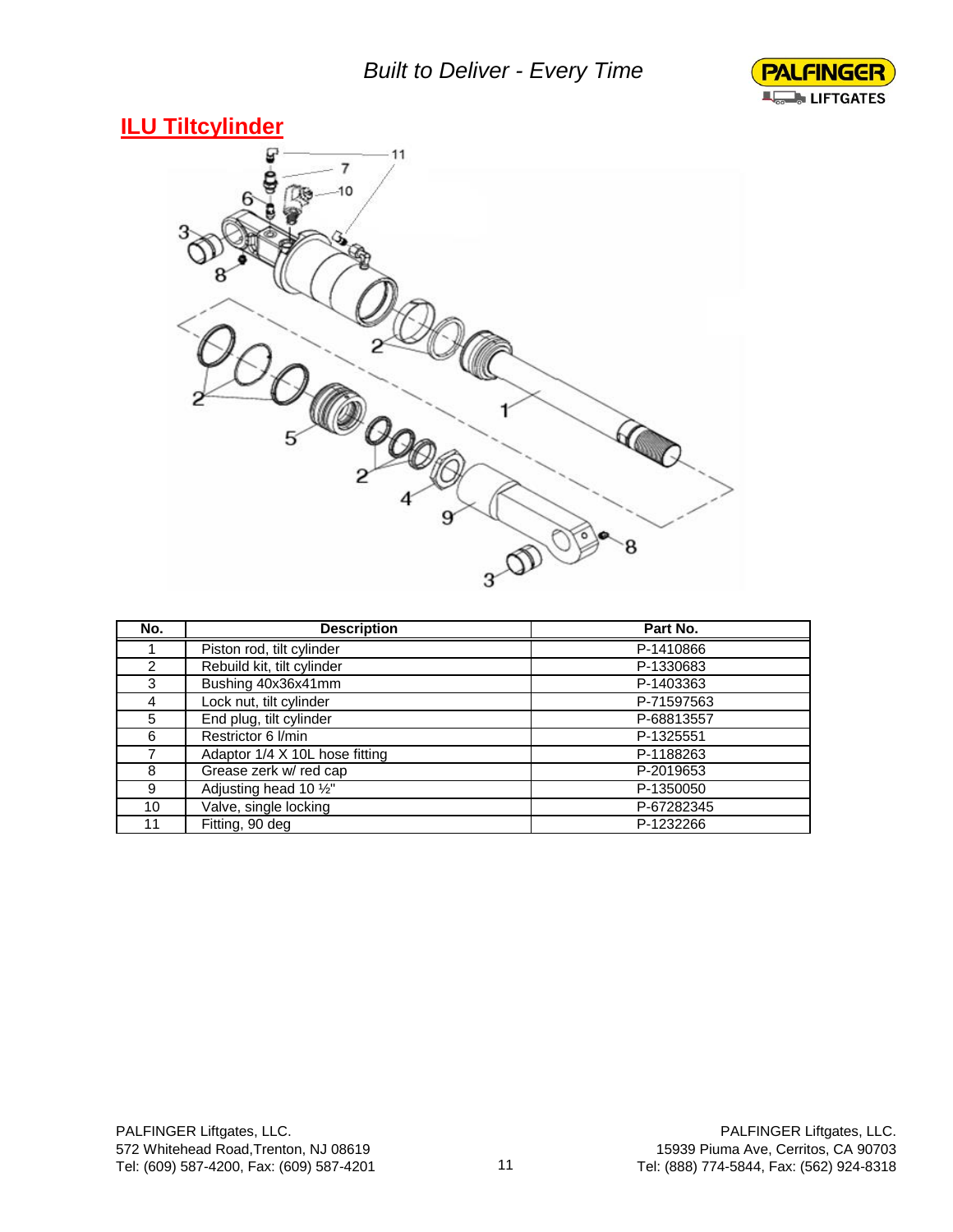## ILU Tiltcylinder

| No. | Description | Part No. |
|---|---|---|
| 1 | Piston rod, tilt cylinder | P-1410866 |
| 2 | Rebuild kit, tilt cylinder | P-1330683 |
| 3 | Bushing 40x36x41mm | P-1403363 |
| 4 | Lock nut, tilt cylinder | P-71597563 |
| 5 | End plug, tilt cylinder | P-68813557 |
| 6 | Restrictor 6 l/min | P-1325551 |
| 7 | Adaptor 1/4 X 10L hose fitting | P-1188263 |
| 8 | Grease zerk w/ red cap | P-2019653 |
| 9 | Adjusting head 10 ½" | P-1350050 |
| 10 | Valve, single locking | P-67282345 |
| 11 | Fitting, 90 deg | P-1232266 |

PALFINGER Liftgates, LLC.
572 Whitehead Road,Trenton, NJ 08619
Tel: (609) 587-4200, Fax: (609) 587-4201

PALFINGER Liftgates, LLC.
15939 Piuma Ave, Cerritos, CA 90703
Tel: (888) 774-5844, Fax: (562) 924-8318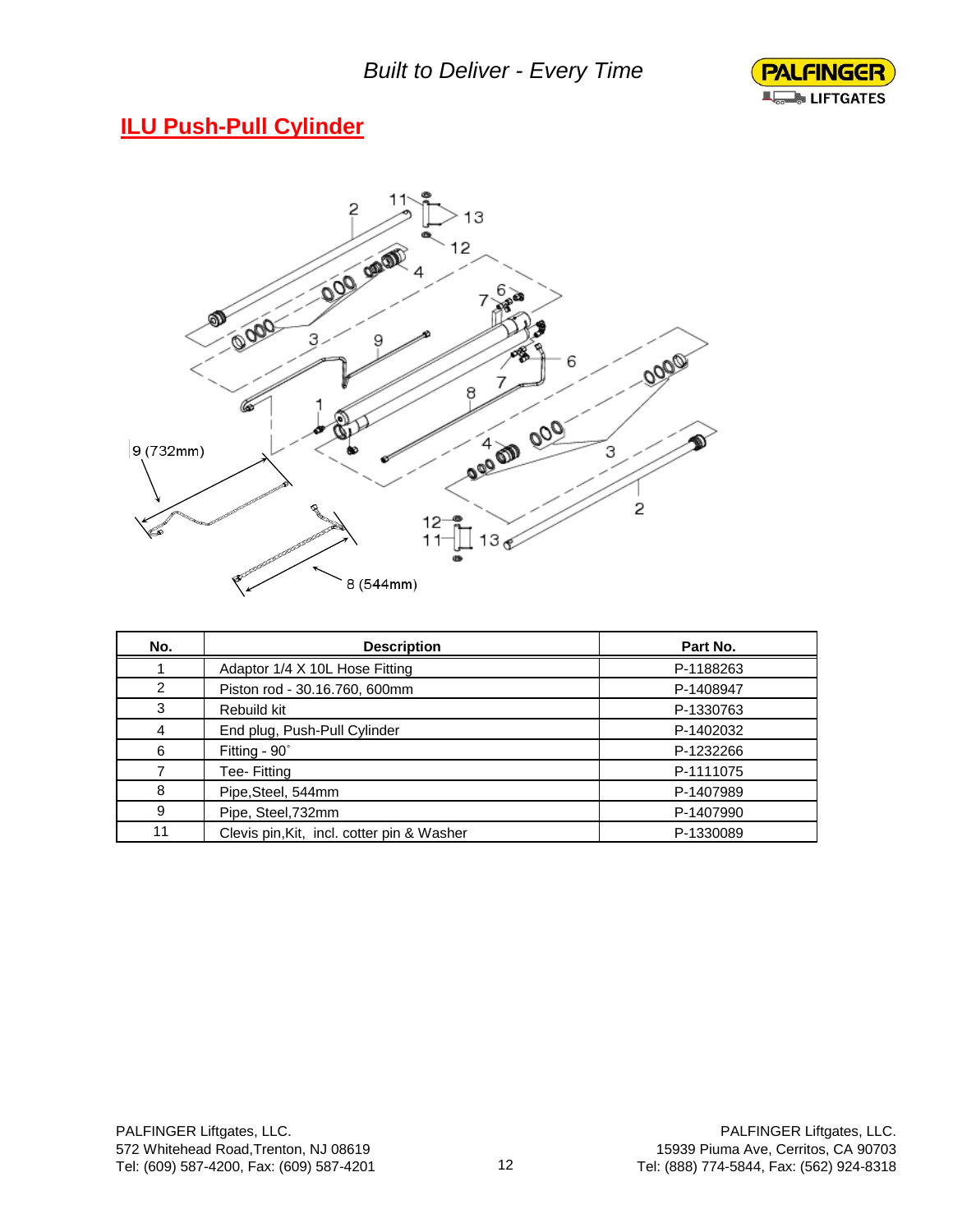## ILU Push-Pull Cylinder

| No. | Description | Part No. |
|---|---|---|
| 1 | Adaptor 1/4 X 10L Hose Fitting | P-1188263 |
| 2 | Piston rod - 30.16.760, 600mm | P-1408947 |
| 3 | Rebuild kit | P-1330763 |
| 4 | End plug, Push-Pull Cylinder | P-1402032 |
| 6 | Fitting - 90˚ | P-1232266 |
| 7 | Tee- Fitting | P-1111075 |
| 8 | Pipe,Steel, 544mm | P-1407989 |
| 9 | Pipe, Steel,732mm | P-1407990 |
| 11 | Clevis pin,Kit, incl. cotter pin & Washer | P-1330089 |

PALFINGER Liftgates, LLC.
572 Whitehead Road,Trenton, NJ 08619
Tel: (609) 587-4200, Fax: (609) 587-4201

PALFINGER Liftgates, LLC.
15939 Piuma Ave, Cerritos, CA 90703
Tel: (888) 774-5844, Fax: (562) 924-8318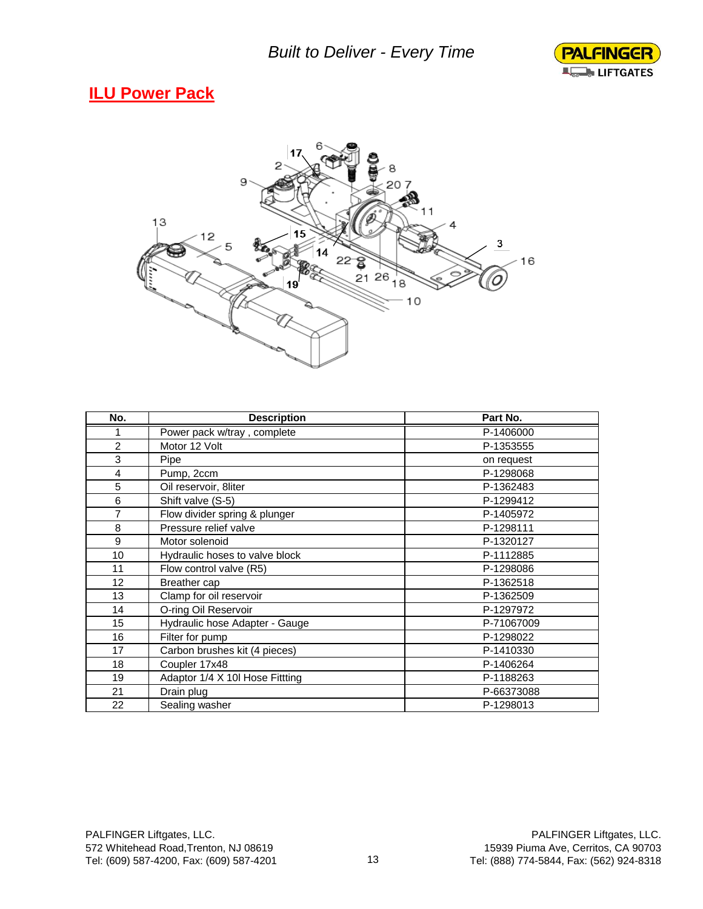## ILU Power Pack

| No. | Description | Part No. |
|---|---|---|
| 1 | Power pack w/tray , complete | P-1406000 |
| 2 | Motor 12 Volt | P-1353555 |
| 3 | Pipe | on request |
| 4 | Pump, 2ccm | P-1298068 |
| 5 | Oil reservoir, 8liter | P-1362483 |
| 6 | Shift valve (S-5) | P-1299412 |
| 7 | Flow divider spring & plunger | P-1405972 |
| 8 | Pressure relief valve | P-1298111 |
| 9 | Motor solenoid | P-1320127 |
| 10 | Hydraulic hoses to valve block | P-1112885 |
| 11 | Flow control valve (R5) | P-1298086 |
| 12 | Breather cap | P-1362518 |
| 13 | Clamp for oil reservoir | P-1362509 |
| 14 | O-ring Oil Reservoir | P-1297972 |
| 15 | Hydraulic hose Adapter - Gauge | P-71067009 |
| 16 | Filter for pump | P-1298022 |
| 17 | Carbon brushes kit (4 pieces) | P-1410330 |
| 18 | Coupler 17x48 | P-1406264 |
| 19 | Adaptor 1/4 X 10l Hose Fittting | P-1188263 |
| 21 | Drain plug | P-66373088 |
| 22 | Sealing washer | P-1298013 |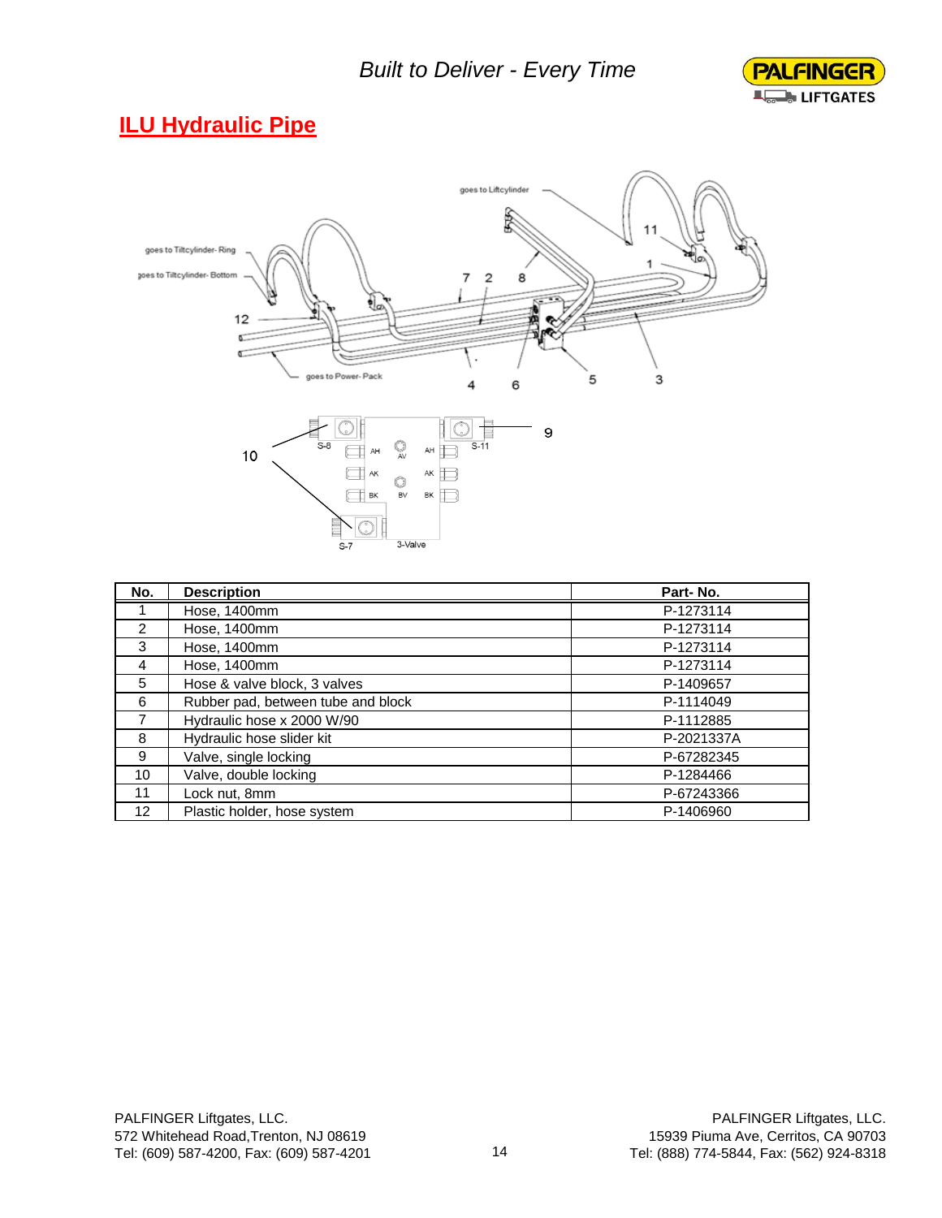## ILU Hydraulic Pipe

goes to Liftcylinder

goes to Tiltcylinder- Ring

goes to Tiltcylinder- Bottom

goes to Power- Pack

11

1

7 2 8

12

4 6 5 3

S-8 S-11

9

10

AH AV AH

AK AK

BK BV BK

S-7 3-Valve

| No. | Description | Part- No. |
|---|---|---|
| 1 | Hose, 1400mm | P-1273114 |
| 2 | Hose, 1400mm | P-1273114 |
| 3 | Hose, 1400mm | P-1273114 |
| 4 | Hose, 1400mm | P-1273114 |
| 5 | Hose & valve block, 3 valves | P-1409657 |
| 6 | Rubber pad, between tube and block | P-1114049 |
| 7 | Hydraulic hose x 2000 W/90 | P-1112885 |
| 8 | Hydraulic hose slider kit | P-2021337A |
| 9 | Valve, single locking | P-67282345 |
| 10 | Valve, double locking | P-1284466 |
| 11 | Lock nut, 8mm | P-67243366 |
| 12 | Plastic holder, hose system | P-1406960 |

PALFINGER Liftgates, LLC.
572 Whitehead Road,Trenton, NJ 08619
Tel: (609) 587-4200, Fax: (609) 587-4201

PALFINGER Liftgates, LLC.
15939 Piuma Ave, Cerritos, CA 90703
Tel: (888) 774-5844, Fax: (562) 924-8318